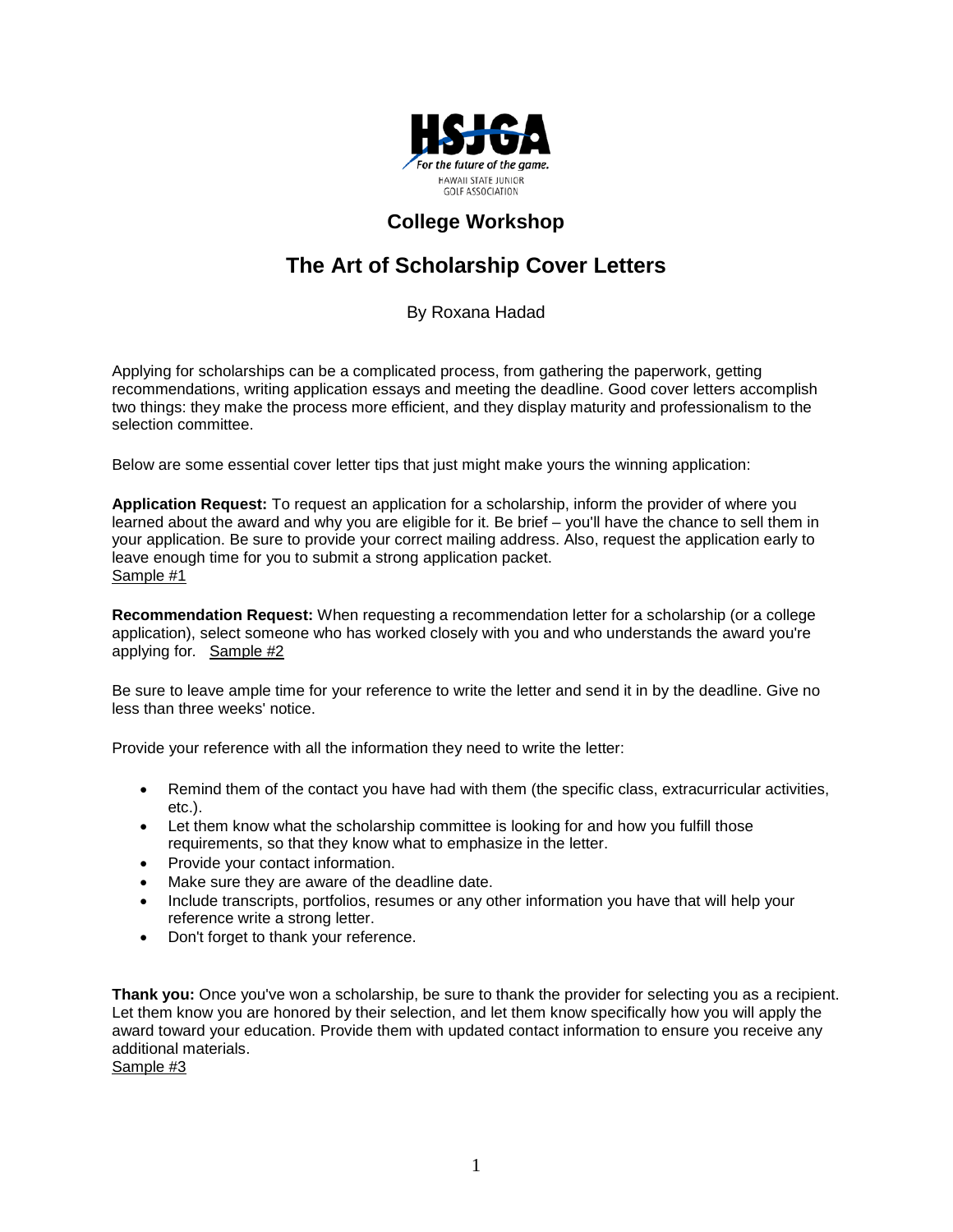HSJGA
For the future of the game.
HAWAII STATE JUNIOR GOLF ASSOCIATION

## College Workshop

# The Art of Scholarship Cover Letters

By Roxana Hadad

Applying for scholarships can be a complicated process, from gathering the paperwork, getting recommendations, writing application essays and meeting the deadline. Good cover letters accomplish two things: they make the process more efficient, and they display maturity and professionalism to the selection committee.

Below are some essential cover letter tips that just might make yours the winning application:

**Application Request:** To request an application for a scholarship, inform the provider of where you learned about the award and why you are eligible for it. Be brief – you'll have the chance to sell them in your application. Be sure to provide your correct mailing address. Also, request the application early to leave enough time for you to submit a strong application packet.
Sample #1

**Recommendation Request:** When requesting a recommendation letter for a scholarship (or a college application), select someone who has worked closely with you and who understands the award you're applying for. Sample #2

Be sure to leave ample time for your reference to write the letter and send it in by the deadline. Give no less than three weeks' notice.

Provide your reference with all the information they need to write the letter:

- Remind them of the contact you have had with them (the specific class, extracurricular activities, etc.).
- Let them know what the scholarship committee is looking for and how you fulfill those requirements, so that they know what to emphasize in the letter.
- Provide your contact information.
- Make sure they are aware of the deadline date.
- Include transcripts, portfolios, resumes or any other information you have that will help your reference write a strong letter.
- Don't forget to thank your reference.

**Thank you:** Once you've won a scholarship, be sure to thank the provider for selecting you as a recipient. Let them know you are honored by their selection, and let them know specifically how you will apply the award toward your education. Provide them with updated contact information to ensure you receive any additional materials.
Sample #3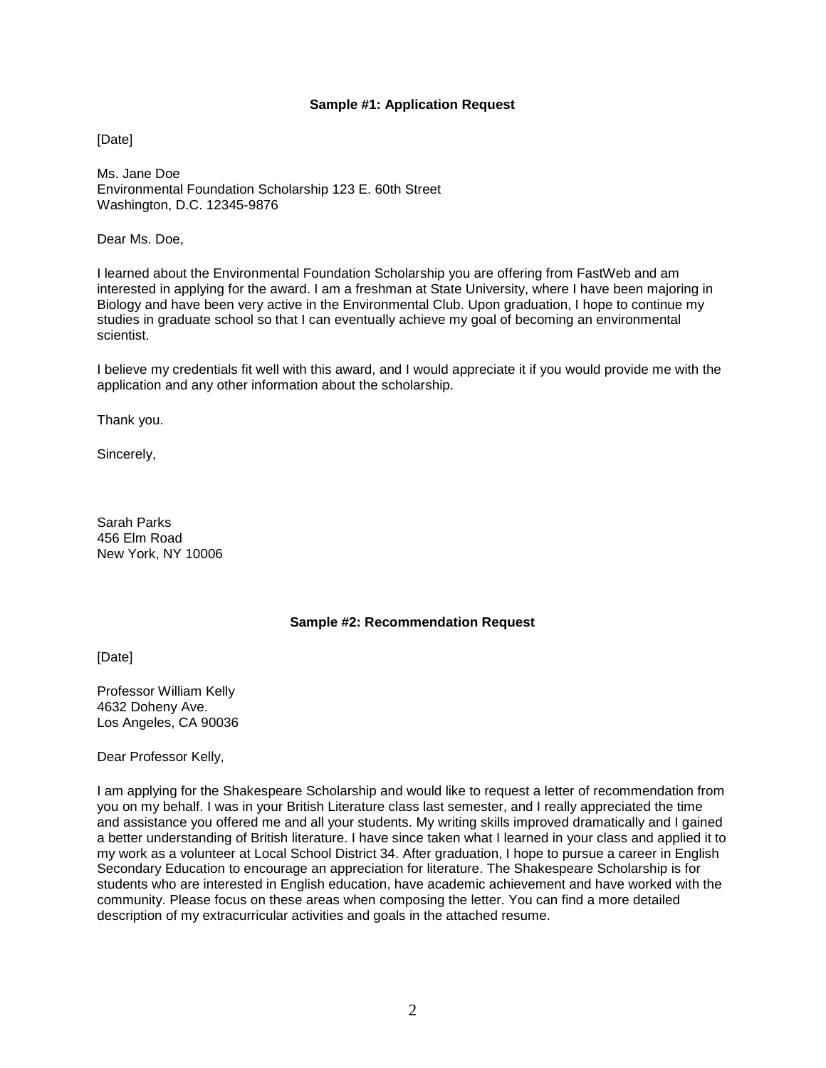**Sample #1: Application Request**

[Date]

Ms. Jane Doe
Environmental Foundation Scholarship 123 E. 60th Street
Washington, D.C. 12345-9876

Dear Ms. Doe,

I learned about the Environmental Foundation Scholarship you are offering from FastWeb and am interested in applying for the award. I am a freshman at State University, where I have been majoring in Biology and have been very active in the Environmental Club. Upon graduation, I hope to continue my studies in graduate school so that I can eventually achieve my goal of becoming an environmental scientist.

I believe my credentials fit well with this award, and I would appreciate it if you would provide me with the application and any other information about the scholarship.

Thank you.

Sincerely,

Sarah Parks
456 Elm Road
New York, NY 10006

**Sample #2: Recommendation Request**

[Date]

Professor William Kelly
4632 Doheny Ave.
Los Angeles, CA 90036

Dear Professor Kelly,

I am applying for the Shakespeare Scholarship and would like to request a letter of recommendation from you on my behalf. I was in your British Literature class last semester, and I really appreciated the time and assistance you offered me and all your students. My writing skills improved dramatically and I gained a better understanding of British literature. I have since taken what I learned in your class and applied it to my work as a volunteer at Local School District 34. After graduation, I hope to pursue a career in English Secondary Education to encourage an appreciation for literature. The Shakespeare Scholarship is for students who are interested in English education, have academic achievement and have worked with the community. Please focus on these areas when composing the letter. You can find a more detailed description of my extracurricular activities and goals in the attached resume.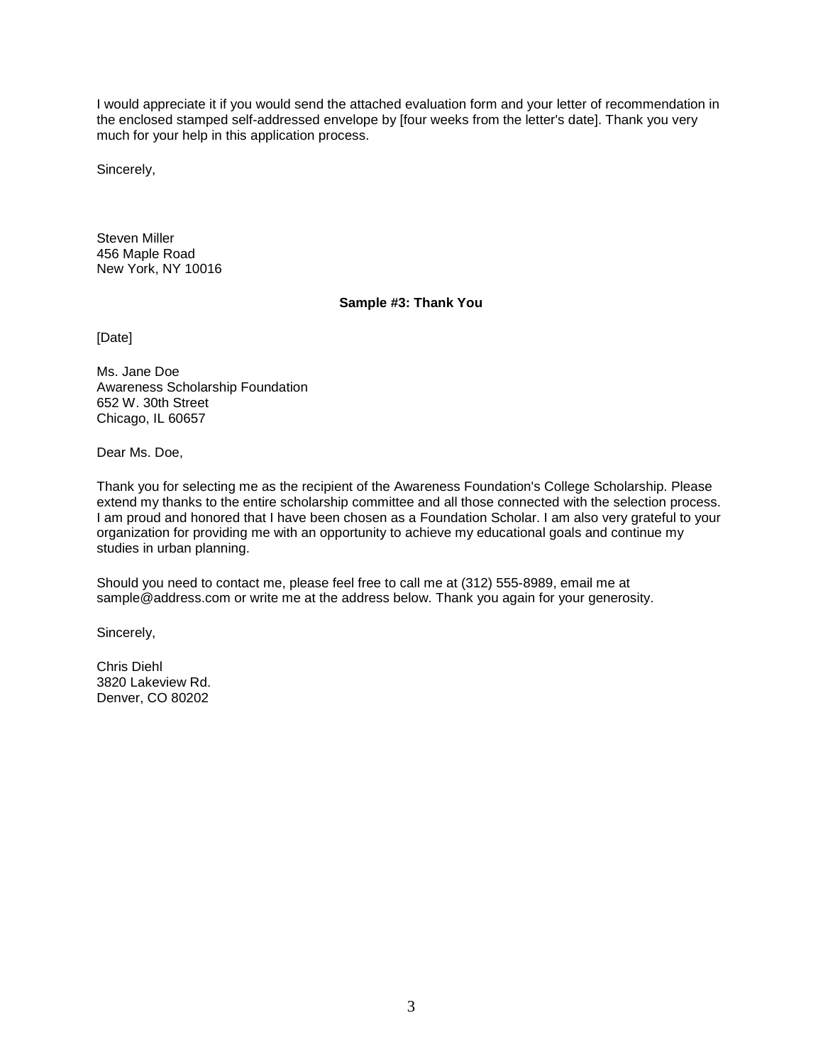I would appreciate it if you would send the attached evaluation form and your letter of recommendation in the enclosed stamped self-addressed envelope by [four weeks from the letter's date]. Thank you very much for your help in this application process.

Sincerely,

Steven Miller  
456 Maple Road  
New York, NY 10016

**Sample #3: Thank You**

[Date]

Ms. Jane Doe  
Awareness Scholarship Foundation  
652 W. 30th Street  
Chicago, IL 60657

Dear Ms. Doe,

Thank you for selecting me as the recipient of the Awareness Foundation's College Scholarship. Please extend my thanks to the entire scholarship committee and all those connected with the selection process. I am proud and honored that I have been chosen as a Foundation Scholar. I am also very grateful to your organization for providing me with an opportunity to achieve my educational goals and continue my studies in urban planning.

Should you need to contact me, please feel free to call me at (312) 555-8989, email me at sample@address.com or write me at the address below. Thank you again for your generosity.

Sincerely,

Chris Diehl  
3820 Lakeview Rd.  
Denver, CO 80202